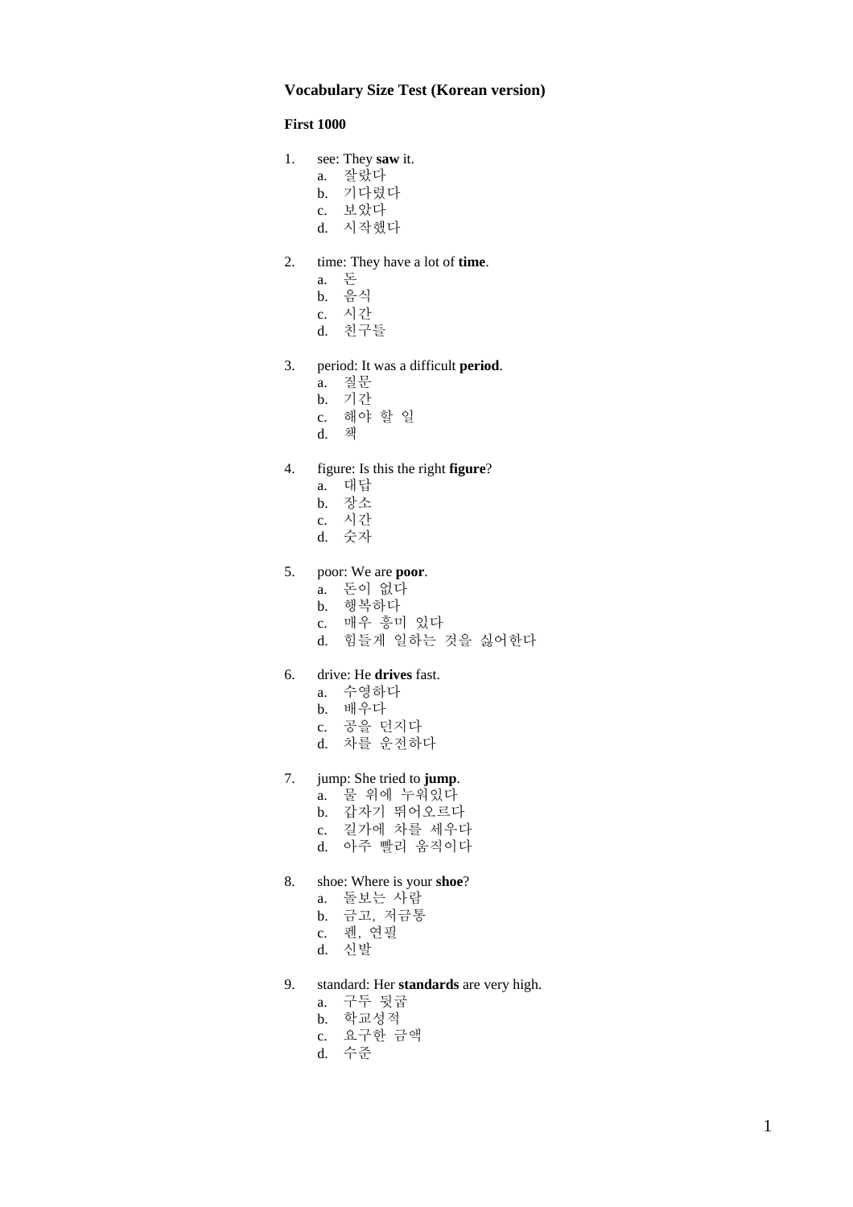**Vocabulary Size Test (Korean version)**

**First 1000**

1. see: They **saw** it.
   a. 잘랐다
   b. 기다렸다
   c. 보았다
   d. 시작했다

2. time: They have a lot of **time**.
   a. 돈
   b. 음식
   c. 시간
   d. 친구들

3. period: It was a difficult **period**.
   a. 질문
   b. 기간
   c. 해야 할 일
   d. 책

4. figure: Is this the right **figure**?
   a. 대답
   b. 장소
   c. 시간
   d. 숫자

5. poor: We are **poor**.
   a. 돈이 없다
   b. 행복하다
   c. 매우 흥미 있다
   d. 힘들게 일하는 것을 싫어한다

6. drive: He **drives** fast.
   a. 수영하다
   b. 배우다
   c. 공을 던지다
   d. 차를 운전하다

7. jump: She tried to **jump**.
   a. 물 위에 누워있다
   b. 갑자기 뛰어오르다
   c. 길가에 차를 세우다
   d. 아주 빨리 움직이다

8. shoe: Where is your **shoe**?
   a. 돌보는 사람
   b. 금고, 저금통
   c. 펜, 연필
   d. 신발

9. standard: Her **standards** are very high.
   a. 구두 뒷굽
   b. 학교성적
   c. 요구한 금액
   d. 수준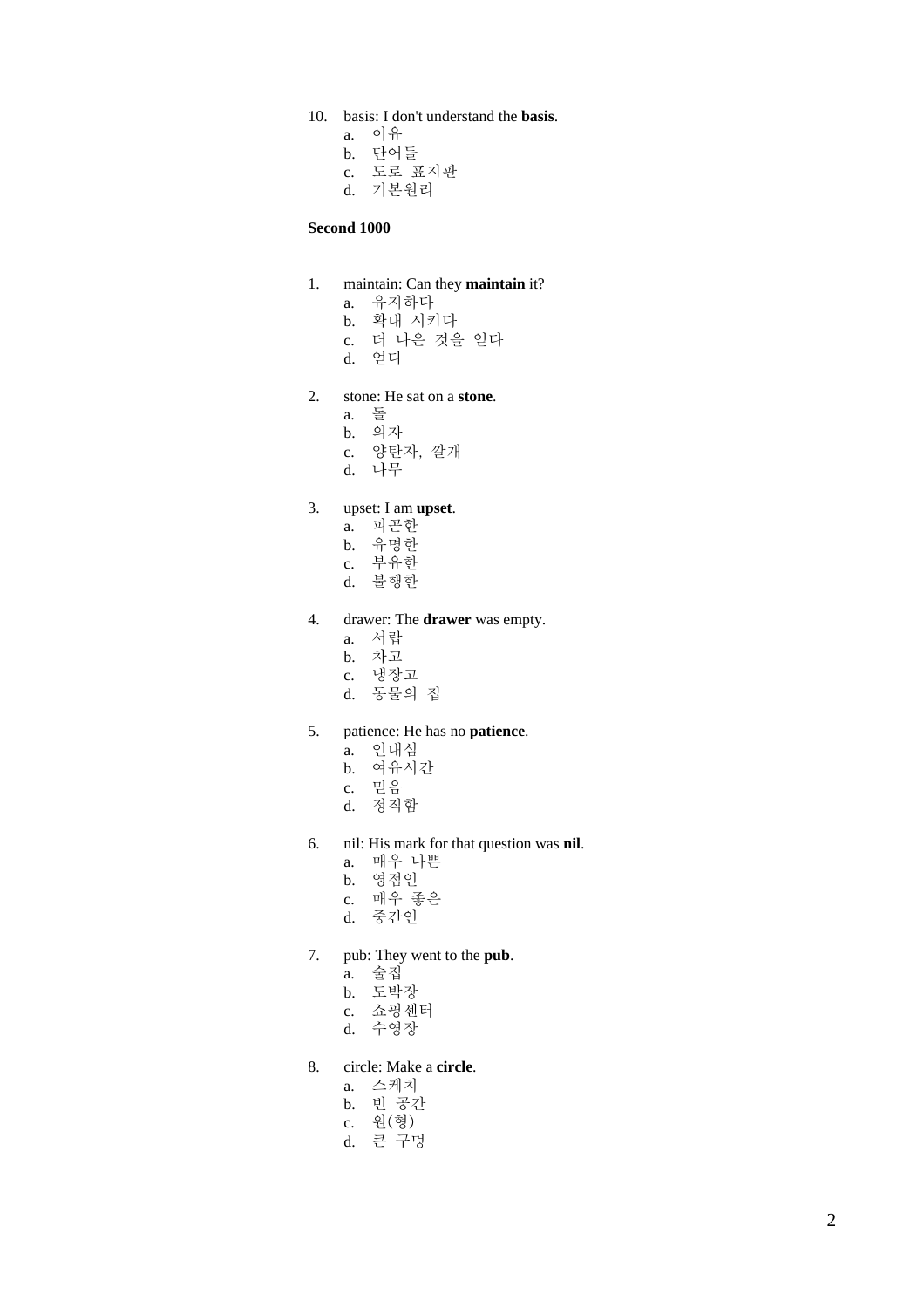10. basis: I don't understand the **basis**.
    a. 이유
    b. 단어들
    c. 도로 표지판
    d. 기본원리

**Second 1000**

1. maintain: Can they **maintain** it?
    a. 유지하다
    b. 확대 시키다
    c. 더 나은 것을 얻다
    d. 얻다

2. stone: He sat on a **stone**.
    a. 돌
    b. 의자
    c. 양탄자, 깔개
    d. 나무

3. upset: I am **upset**.
    a. 피곤한
    b. 유명한
    c. 부유한
    d. 불행한

4. drawer: The **drawer** was empty.
    a. 서랍
    b. 차고
    c. 냉장고
    d. 동물의 집

5. patience: He has no **patience**.
    a. 인내심
    b. 여유시간
    c. 믿음
    d. 정직함

6. nil: His mark for that question was **nil**.
    a. 매우 나쁜
    b. 영점인
    c. 매우 좋은
    d. 중간인

7. pub: They went to the **pub**.
    a. 술집
    b. 도박장
    c. 쇼핑센터
    d. 수영장

8. circle: Make a **circle**.
    a. 스케치
    b. 빈 공간
    c. 원(형)
    d. 큰 구멍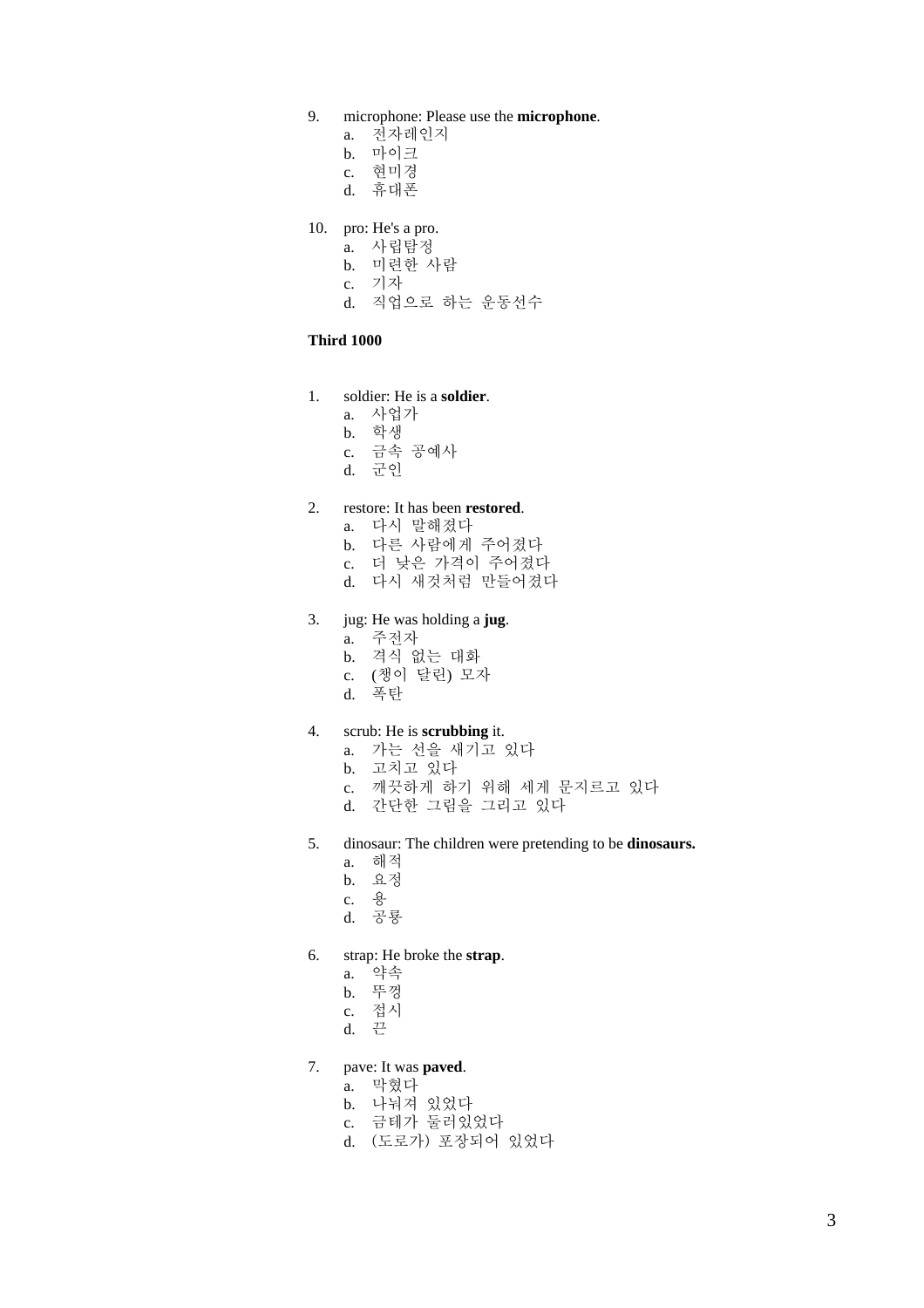9. microphone: Please use the **microphone**.
   a. 전자레인지
   b. 마이크
   c. 현미경
   d. 휴대폰

10. pro: He's a pro.
    a. 사립탐정
    b. 미련한 사람
    c. 기자
    d. 직업으로 하는 운동선수

**Third 1000**

1. soldier: He is a **soldier**.
   a. 사업가
   b. 학생
   c. 금속 공예사
   d. 군인

2. restore: It has been **restored**.
   a. 다시 말해졌다
   b. 다른 사람에게 주어졌다
   c. 더 낮은 가격이 주어졌다
   d. 다시 새것처럼 만들어졌다

3. jug: He was holding a **jug**.
   a. 주전자
   b. 격식 없는 대화
   c. (챙이 달린) 모자
   d. 폭탄

4. scrub: He is **scrubbing** it.
   a. 가는 선을 새기고 있다
   b. 고치고 있다
   c. 깨끗하게 하기 위해 세게 문지르고 있다
   d. 간단한 그림을 그리고 있다

5. dinosaur: The children were pretending to be **dinosaurs.**
   a. 해적
   b. 요정
   c. 용
   d. 공룡

6. strap: He broke the **strap**.
   a. 약속
   b. 뚜껑
   c. 접시
   d. 끈

7. pave: It was **paved**.
   a. 막혔다
   b. 나눠져 있었다
   c. 금테가 둘러있었다
   d. (도로가) 포장되어 있었다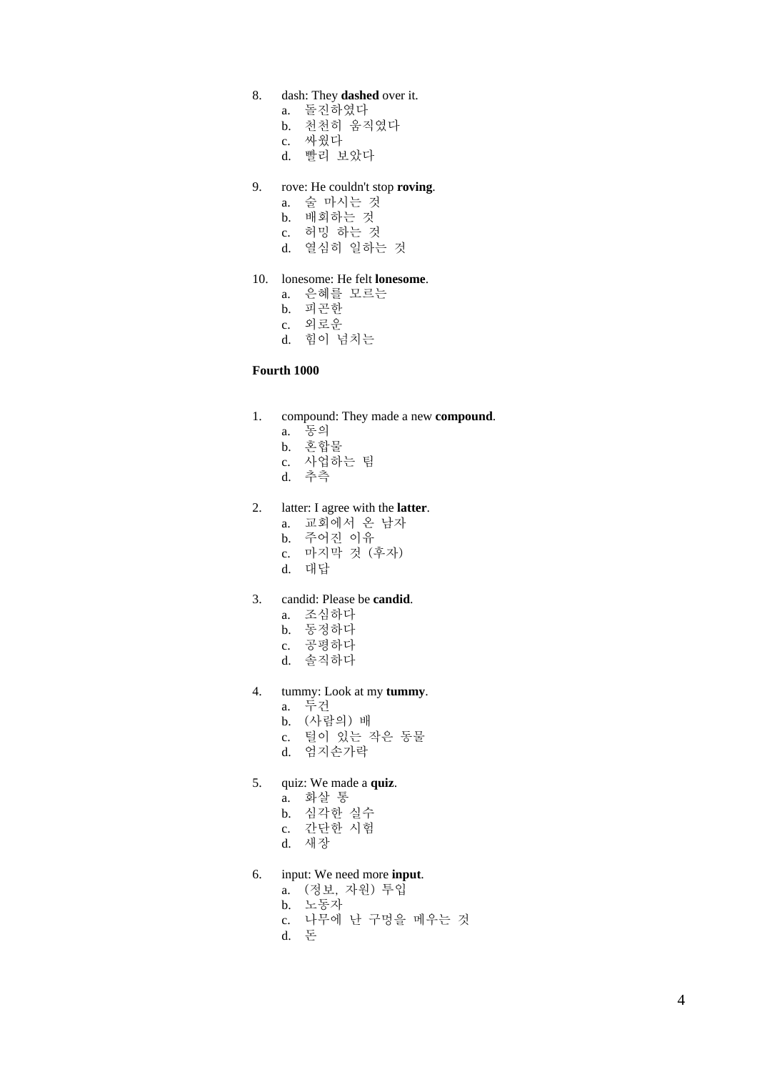8. dash: They **dashed** over it.
   a. 돌진하였다
   b. 천천히 움직였다
   c. 싸웠다
   d. 빨리 보았다

9. rove: He couldn't stop **roving**.
   a. 술 마시는 것
   b. 배회하는 것
   c. 허밍 하는 것
   d. 열심히 일하는 것

10. lonesome: He felt **lonesome**.
    a. 은혜를 모르는
    b. 피곤한
    c. 외로운
    d. 힘이 넘치는

**Fourth 1000**

1. compound: They made a new **compound**.
   a. 동의
   b. 혼합물
   c. 사업하는 팀
   d. 추측

2. latter: I agree with the **latter**.
   a. 교회에서 온 남자
   b. 주어진 이유
   c. 마지막 것 (후자)
   d. 대답

3. candid: Please be **candid**.
   a. 조심하다
   b. 동정하다
   c. 공평하다
   d. 솔직하다

4. tummy: Look at my **tummy**.
   a. 두건
   b. (사람의) 배
   c. 털이 있는 작은 동물
   d. 엄지손가락

5. quiz: We made a **quiz**.
   a. 화살 통
   b. 심각한 실수
   c. 간단한 시험
   d. 새장

6. input: We need more **input**.
   a. (정보, 자원) 투입
   b. 노동자
   c. 나무에 난 구멍을 메우는 것
   d. 돈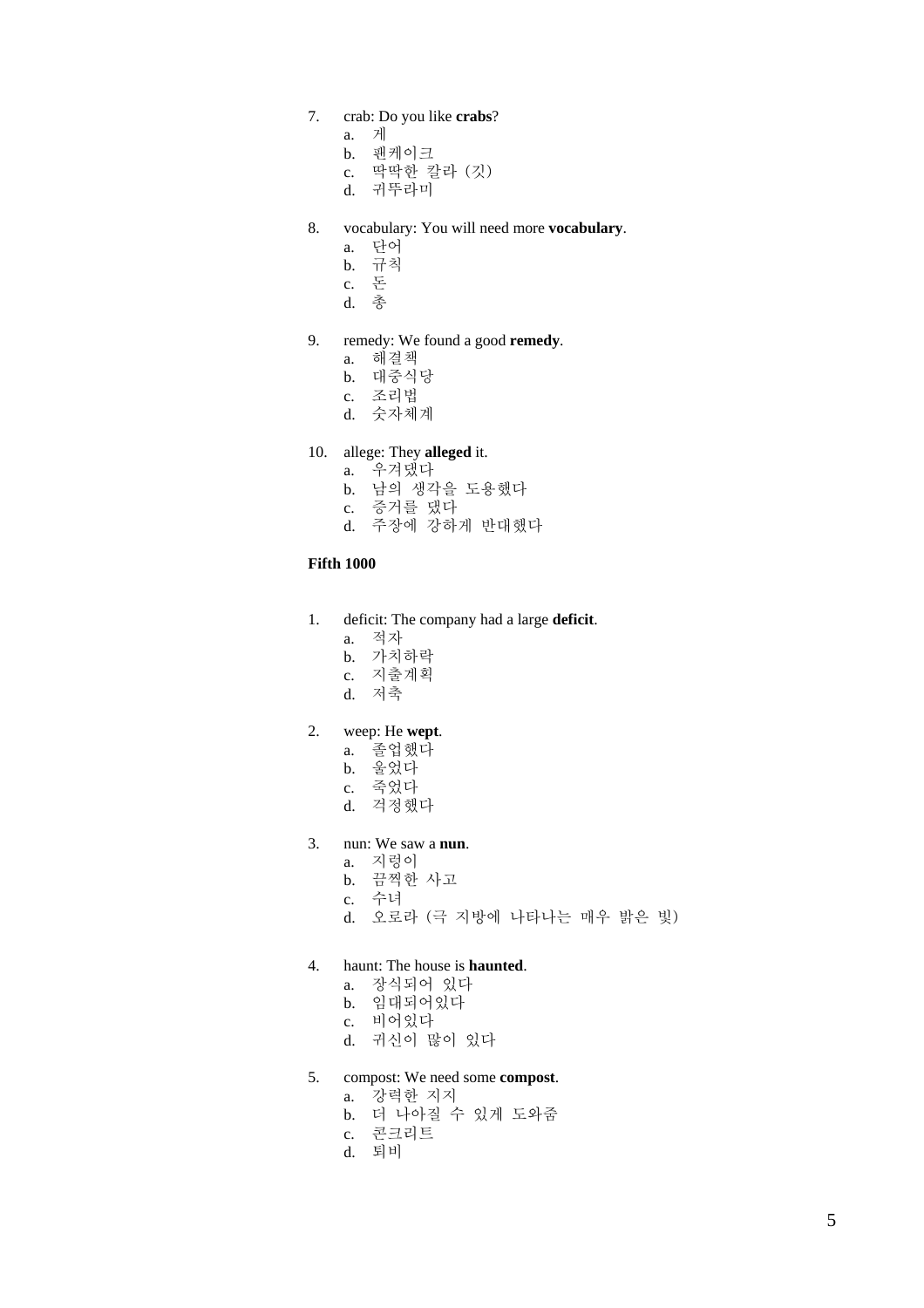7. crab: Do you like **crabs**?
   a. 게
   b. 팬케이크
   c. 딱딱한 칼라 (깃)
   d. 귀뚜라미

8. vocabulary: You will need more **vocabulary**.
   a. 단어
   b. 규칙
   c. 돈
   d. 총

9. remedy: We found a good **remedy**.
   a. 해결책
   b. 대중식당
   c. 조리법
   d. 숫자체계

10. allege: They **alleged** it.
    a. 우겨댔다
    b. 남의 생각을 도용했다
    c. 증거를 댔다
    d. 주장에 강하게 반대했다

**Fifth 1000**

1. deficit: The company had a large **deficit**.
   a. 적자
   b. 가치하락
   c. 지출계획
   d. 저축

2. weep: He **wept**.
   a. 졸업했다
   b. 울었다
   c. 죽었다
   d. 걱정했다

3. nun: We saw a **nun**.
   a. 지렁이
   b. 끔찍한 사고
   c. 수녀
   d. 오로라 (극 지방에 나타나는 매우 밝은 빛)

4. haunt: The house is **haunted**.
   a. 장식되어 있다
   b. 임대되어있다
   c. 비어있다
   d. 귀신이 많이 있다

5. compost: We need some **compost**.
   a. 강력한 지지
   b. 더 나아질 수 있게 도와줌
   c. 콘크리트
   d. 퇴비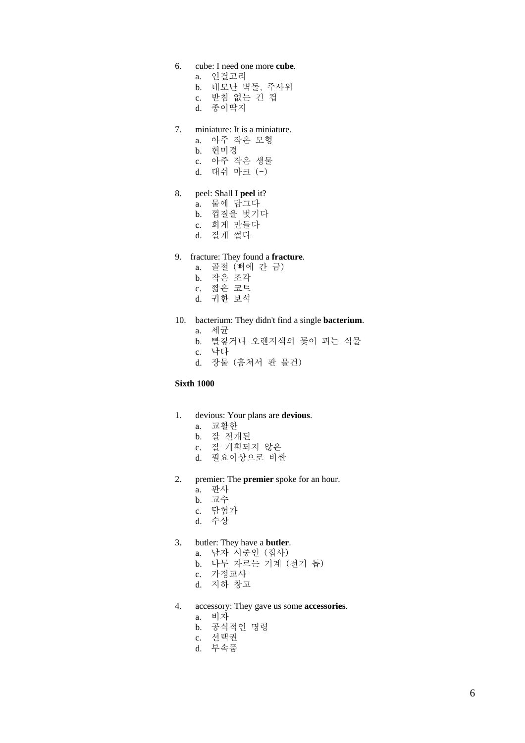6. cube: I need one more **cube**.
   a. 연결고리
   b. 네모난 벽돌, 주사위
   c. 받침 없는 긴 컵
   d. 종이딱지

7. miniature: It is a miniature.
   a. 아주 작은 모형
   b. 현미경
   c. 아주 작은 생물
   d. 대쉬 마크 (–)

8. peel: Shall I **peel** it?
   a. 물에 담그다
   b. 껍질을 벗기다
   c. 희게 만들다
   d. 잘게 썰다

9. fracture: They found a **fracture**.
   a. 골절 (뼈에 간 금)
   b. 작은 조각
   c. 짧은 코트
   d. 귀한 보석

10. bacterium: They didn't find a single **bacterium**.
    a. 세균
    b. 빨갛거나 오렌지색의 꽃이 피는 식물
    c. 낙타
    d. 장물 (훔쳐서 판 물건)

**Sixth 1000**

1. devious: Your plans are **devious**.
   a. 교활한
   b. 잘 전개된
   c. 잘 계획되지 않은
   d. 필요이상으로 비싼

2. premier: The **premier** spoke for an hour.
   a. 판사
   b. 교수
   c. 탐험가
   d. 수상

3. butler: They have a **butler**.
   a. 남자 시중인 (집사)
   b. 나무 자르는 기계 (전기 톱)
   c. 가정교사
   d. 지하 창고

4. accessory: They gave us some **accessories**.
   a. 비자
   b. 공식적인 명령
   c. 선택권
   d. 부속품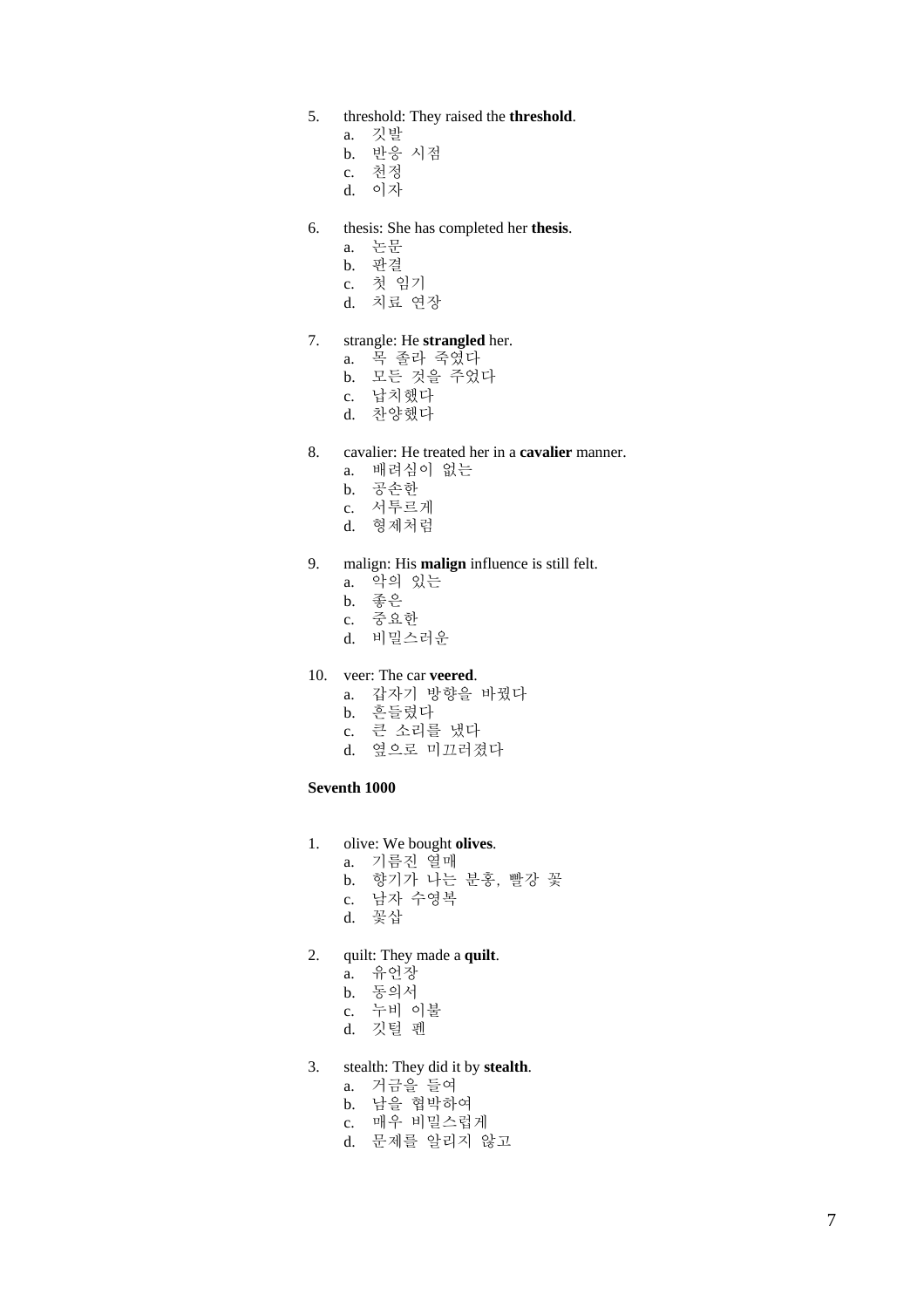5. threshold: They raised the **threshold**.
   a. 깃발
   b. 반응 시점
   c. 천정
   d. 이자

6. thesis: She has completed her **thesis**.
   a. 논문
   b. 판결
   c. 첫 임기
   d. 치료 연장

7. strangle: He **strangled** her.
   a. 목 졸라 죽였다
   b. 모든 것을 주었다
   c. 납치했다
   d. 찬양했다

8. cavalier: He treated her in a **cavalier** manner.
   a. 배려심이 없는
   b. 공손한
   c. 서투르게
   d. 형제처럼

9. malign: His **malign** influence is still felt.
   a. 악의 있는
   b. 좋은
   c. 중요한
   d. 비밀스러운

10. veer: The car **veered**.
    a. 갑자기 방향을 바꿨다
    b. 흔들렸다
    c. 큰 소리를 냈다
    d. 옆으로 미끄러졌다

**Seventh 1000**

1. olive: We bought **olives**.
   a. 기름진 열매
   b. 향기가 나는 분홍, 빨강 꽃
   c. 남자 수영복
   d. 꽃삽

2. quilt: They made a **quilt**.
   a. 유언장
   b. 동의서
   c. 누비 이불
   d. 깃털 펜

3. stealth: They did it by **stealth**.
   a. 거금을 들여
   b. 남을 협박하여
   c. 매우 비밀스럽게
   d. 문제를 알리지 않고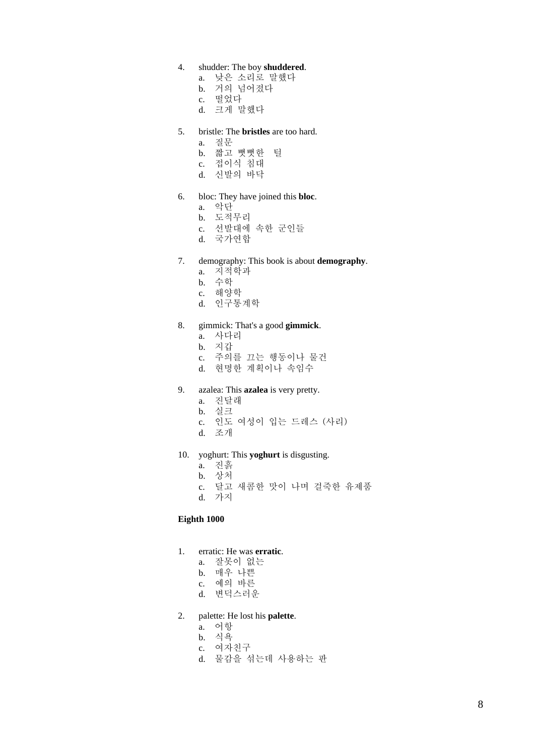4. shudder: The boy **shuddered**.
   a. 낮은 소리로 말했다
   b. 거의 넘어졌다
   c. 떨었다
   d. 크게 말했다

5. bristle: The **bristles** are too hard.
   a. 질문
   b. 짧고 뻣뻣한 털
   c. 접이식 침대
   d. 신발의 바닥

6. bloc: They have joined this **bloc**.
   a. 악단
   b. 도적무리
   c. 선발대에 속한 군인들
   d. 국가연합

7. demography: This book is about **demography**.
   a. 지적학과
   b. 수학
   c. 해양학
   d. 인구통계학

8. gimmick: That's a good **gimmick**.
   a. 사다리
   b. 지갑
   c. 주의를 끄는 행동이나 물건
   d. 현명한 계획이나 속임수

9. azalea: This **azalea** is very pretty.
   a. 진달래
   b. 실크
   c. 인도 여성이 입는 드레스 (사리)
   d. 조개

10. yoghurt: This **yoghurt** is disgusting.
    a. 진흙
    b. 상처
    c. 달고 새콤한 맛이 나며 걸죽한 유제품
    d. 가지

**Eighth 1000**

1. erratic: He was **erratic**.
   a. 잘못이 없는
   b. 매우 나쁜
   c. 예의 바른
   d. 변덕스러운

2. palette: He lost his **palette**.
   a. 어항
   b. 식욕
   c. 여자친구
   d. 물감을 섞는데 사용하는 판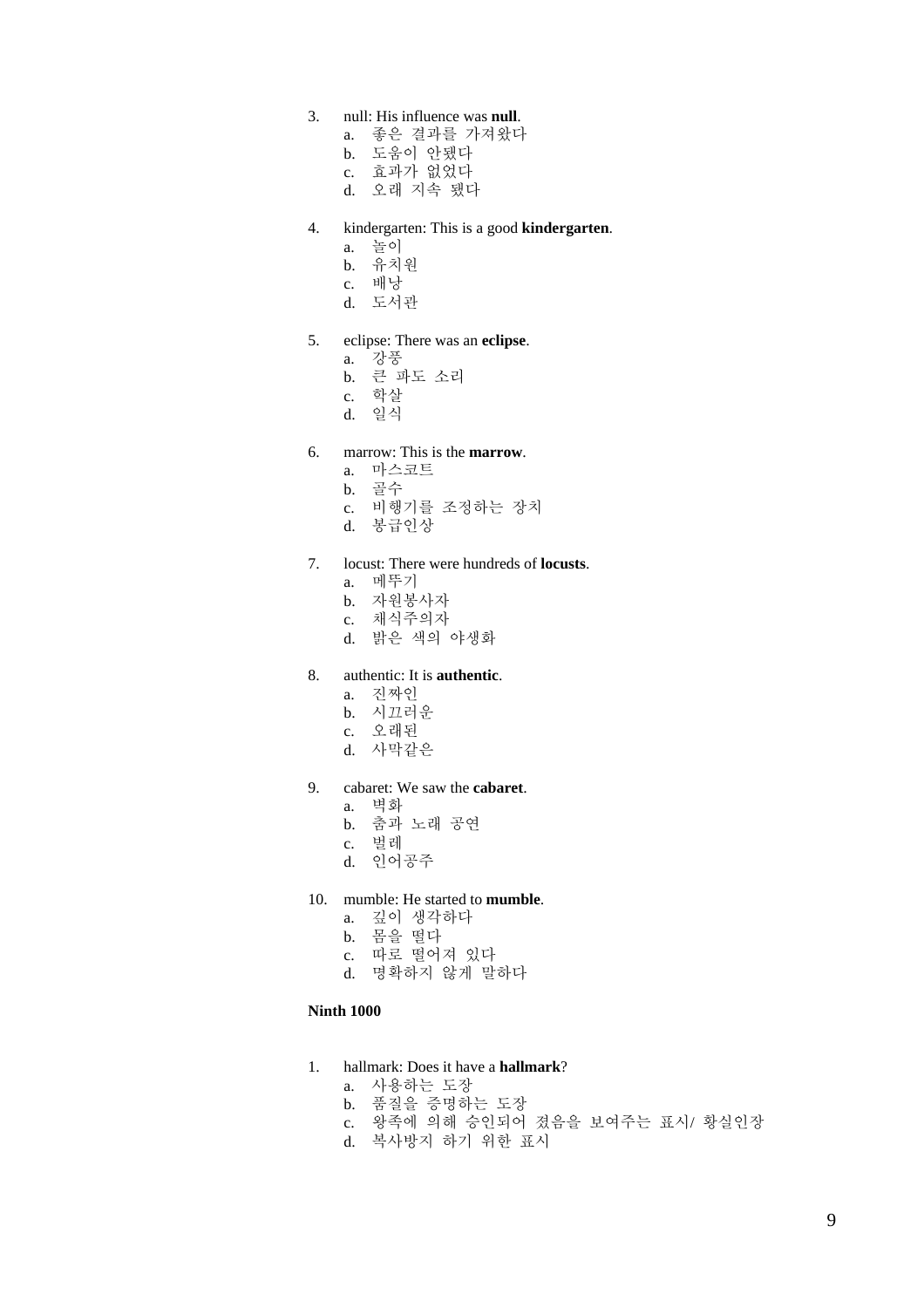3. null: His influence was **null**.
   a. 좋은 결과를 가져왔다
   b. 도움이 안됐다
   c. 효과가 없었다
   d. 오래 지속 됐다

4. kindergarten: This is a good **kindergarten**.
   a. 놀이
   b. 유치원
   c. 배낭
   d. 도서관

5. eclipse: There was an **eclipse**.
   a. 강풍
   b. 큰 파도 소리
   c. 학살
   d. 일식

6. marrow: This is the **marrow**.
   a. 마스코트
   b. 골수
   c. 비행기를 조정하는 장치
   d. 봉급인상

7. locust: There were hundreds of **locusts**.
   a. 메뚜기
   b. 자원봉사자
   c. 채식주의자
   d. 밝은 색의 야생화

8. authentic: It is **authentic**.
   a. 진짜인
   b. 시끄러운
   c. 오래된
   d. 사막같은

9. cabaret: We saw the **cabaret**.
   a. 벽화
   b. 춤과 노래 공연
   c. 벌레
   d. 인어공주

10. mumble: He started to **mumble**.
    a. 깊이 생각하다
    b. 몸을 떨다
    c. 따로 떨어져 있다
    d. 명확하지 않게 말하다

**Ninth 1000**

1. hallmark: Does it have a **hallmark**?
   a. 사용하는 도장
   b. 품질을 증명하는 도장
   c. 왕족에 의해 승인되어 졌음을 보여주는 표시/ 황실인장
   d. 복사방지 하기 위한 표시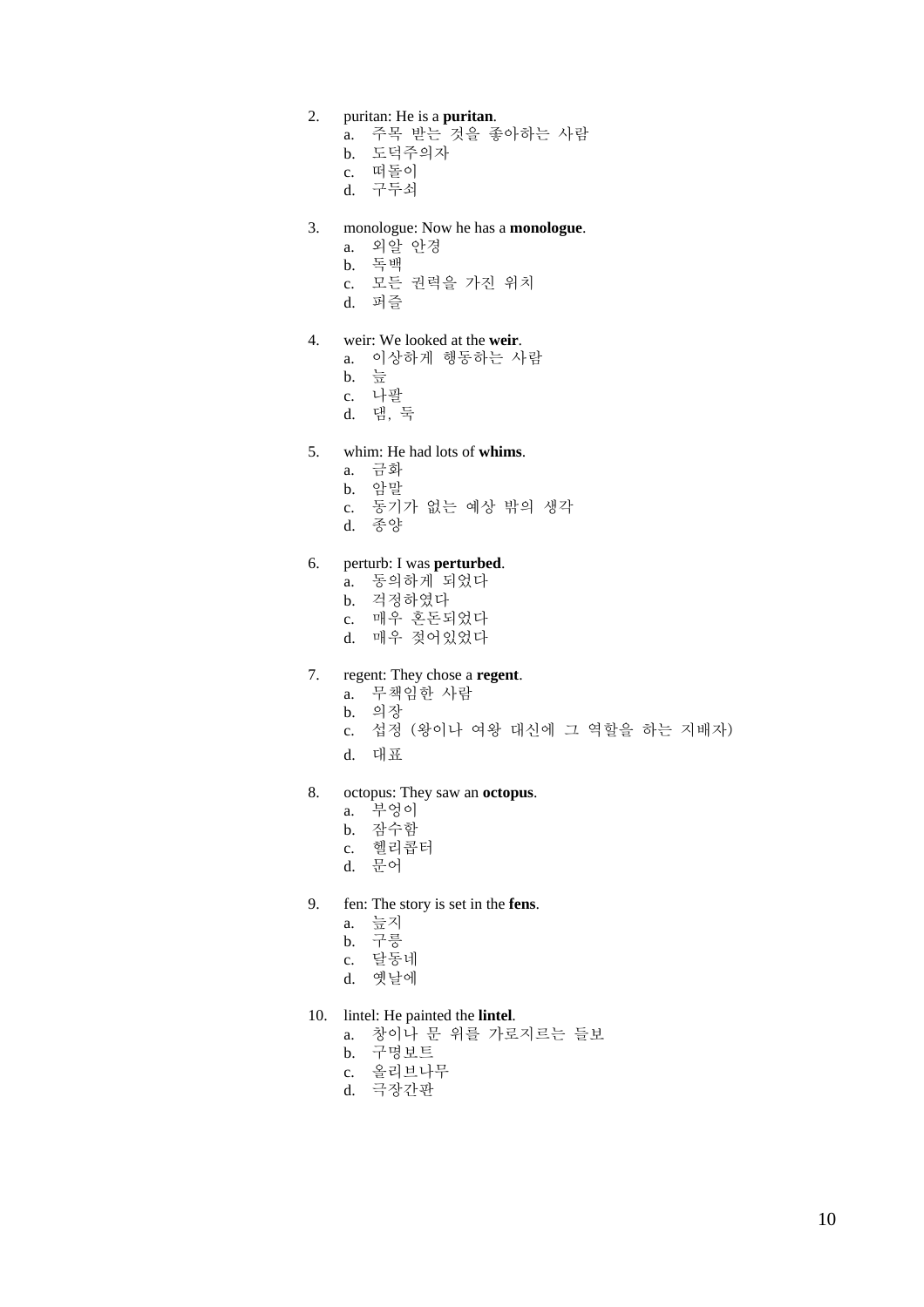2. puritan: He is a **puritan**.
    a. 주목 받는 것을 좋아하는 사람
    b. 도덕주의자
    c. 떠돌이
    d. 구두쇠

3. monologue: Now he has a **monologue**.
    a. 외알 안경
    b. 독백
    c. 모든 권력을 가진 위치
    d. 퍼즐

4. weir: We looked at the **weir**.
    a. 이상하게 행동하는 사람
    b. 늪
    c. 나팔
    d. 댐, 둑

5. whim: He had lots of **whims**.
    a. 금화
    b. 암말
    c. 동기가 없는 예상 밖의 생각
    d. 종양

6. perturb: I was **perturbed**.
    a. 동의하게 되었다
    b. 걱정하였다
    c. 매우 혼돈되었다
    d. 매우 젖어있었다

7. regent: They chose a **regent**.
    a. 무책임한 사람
    b. 의장
    c. 섭정 (왕이나 여왕 대신에 그 역할을 하는 지배자)
    d. 대표

8. octopus: They saw an **octopus**.
    a. 부엉이
    b. 잠수함
    c. 헬리콥터
    d. 문어

9. fen: The story is set in the **fens**.
    a. 늪지
    b. 구릉
    c. 달동네
    d. 옛날에

10. lintel: He painted the **lintel**.
    a. 창이나 문 위를 가로지르는 들보
    b. 구명보트
    c. 올리브나무
    d. 극장간판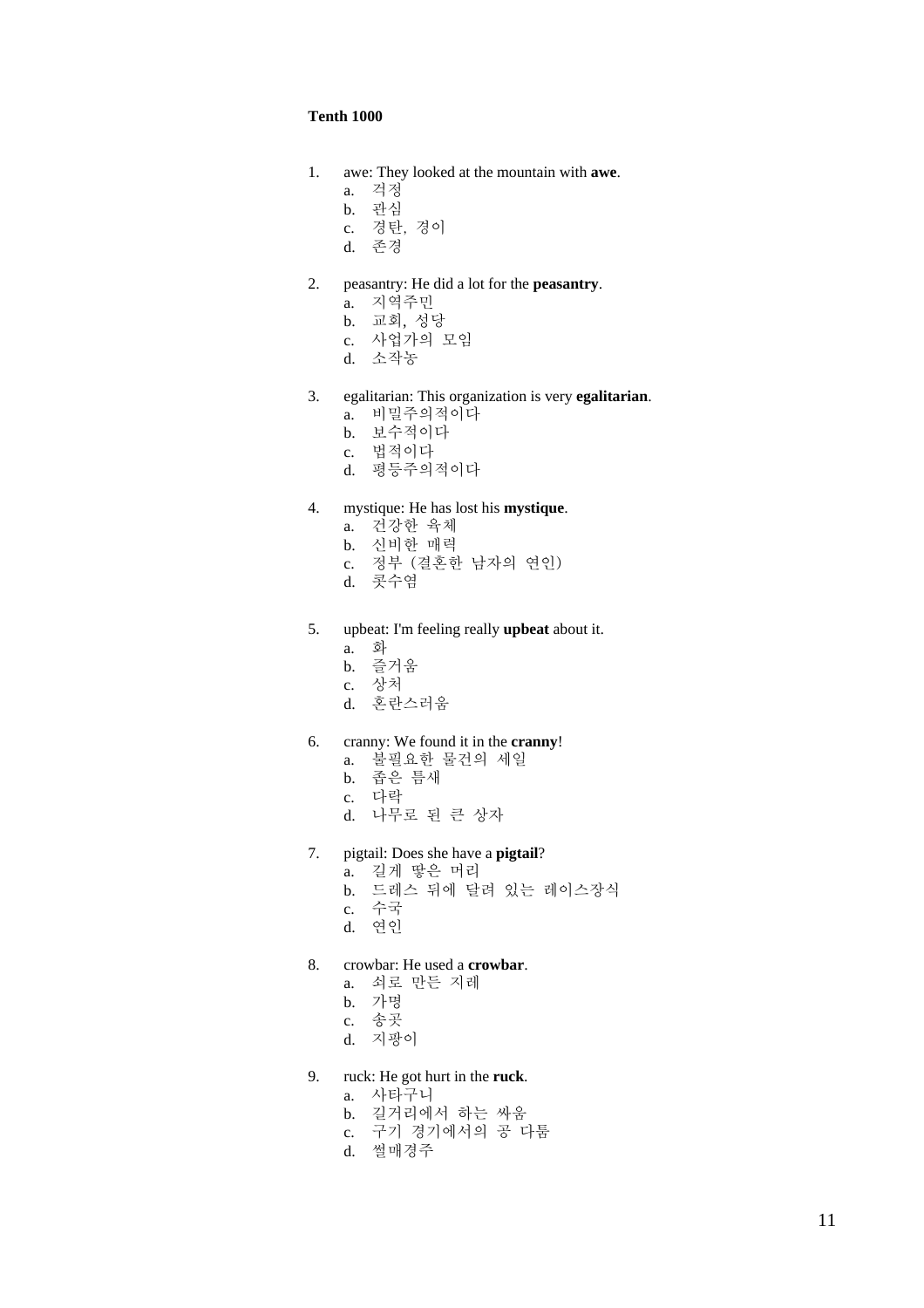**Tenth 1000**

1. awe: They looked at the mountain with **awe**.
   a. 걱정
   b. 관심
   c. 경탄, 경이
   d. 존경

2. peasantry: He did a lot for the **peasantry**.
   a. 지역주민
   b. 교회, 성당
   c. 사업가의 모임
   d. 소작농

3. egalitarian: This organization is very **egalitarian**.
   a. 비밀주의적이다
   b. 보수적이다
   c. 법적이다
   d. 평등주의적이다

4. mystique: He has lost his **mystique**.
   a. 건강한 육체
   b. 신비한 매력
   c. 정부 (결혼한 남자의 연인)
   d. 콧수염

5. upbeat: I'm feeling really **upbeat** about it.
   a. 화
   b. 즐거움
   c. 상처
   d. 혼란스러움

6. cranny: We found it in the **cranny**!
   a. 불필요한 물건의 세일
   b. 좁은 틈새
   c. 다락
   d. 나무로 된 큰 상자

7. pigtail: Does she have a **pigtail**?
   a. 길게 땋은 머리
   b. 드레스 뒤에 달려 있는 레이스장식
   c. 수국
   d. 연인

8. crowbar: He used a **crowbar**.
   a. 쇠로 만든 지레
   b. 가명
   c. 송곳
   d. 지팡이

9. ruck: He got hurt in the **ruck**.
   a. 사타구니
   b. 길거리에서 하는 싸움
   c. 구기 경기에서의 공 다툼
   d. 썰매경주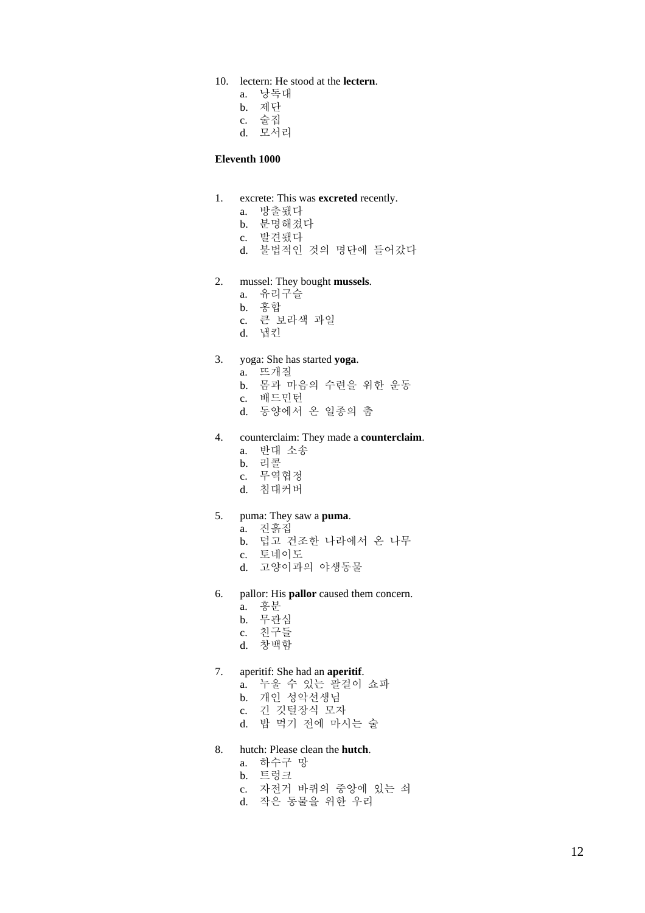10. lectern: He stood at the **lectern**.
    a. 낭독대
    b. 제단
    c. 술집
    d. 모서리

**Eleventh 1000**

1. excrete: This was **excreted** recently.
    a. 방출됐다
    b. 분명해졌다
    c. 발견됐다
    d. 불법적인 것의 명단에 들어갔다

2. mussel: They bought **mussels**.
    a. 유리구슬
    b. 홍합
    c. 큰 보라색 과일
    d. 냅킨

3. yoga: She has started **yoga**.
    a. 뜨개질
    b. 몸과 마음의 수련을 위한 운동
    c. 배드민턴
    d. 동양에서 온 일종의 춤

4. counterclaim: They made a **counterclaim**.
    a. 반대 소송
    b. 리콜
    c. 무역협정
    d. 침대커버

5. puma: They saw a **puma**.
    a. 진흙집
    b. 덥고 건조한 나라에서 온 나무
    c. 토네이도
    d. 고양이과의 야생동물

6. pallor: His **pallor** caused them concern.
    a. 흥분
    b. 무관심
    c. 친구들
    d. 창백함

7. aperitif: She had an **aperitif**.
    a. 누울 수 있는 팔걸이 쇼파
    b. 개인 성악선생님
    c. 긴 깃털장식 모자
    d. 밥 먹기 전에 마시는 술

8. hutch: Please clean the **hutch**.
    a. 하수구 망
    b. 트렁크
    c. 자전거 바퀴의 중앙에 있는 쇠
    d. 작은 동물을 위한 우리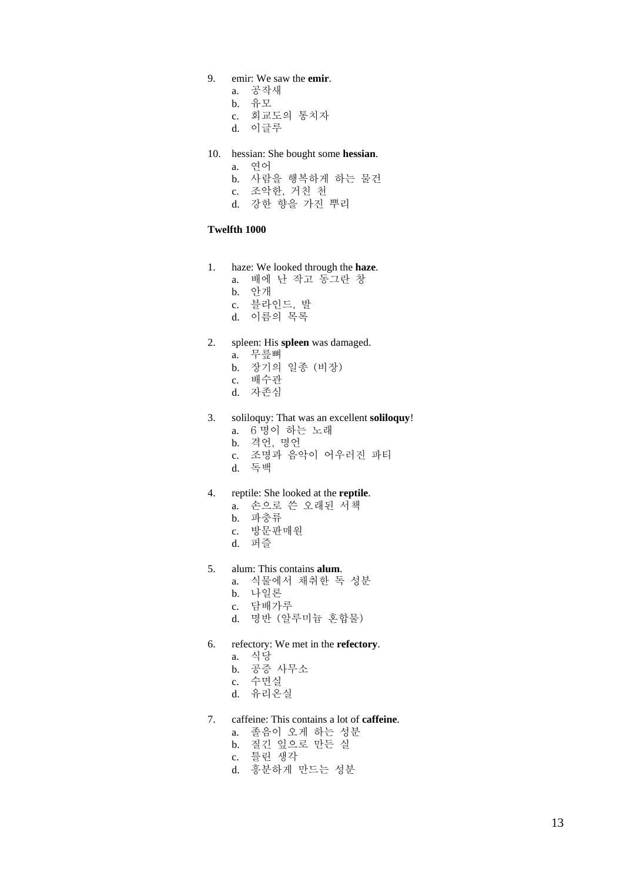9. emir: We saw the **emir**.
   a. 공작새
   b. 유모
   c. 회교도의 통치자
   d. 이글루

10. hessian: She bought some **hessian**.
   a. 연어
   b. 사람을 행복하게 하는 물건
   c. 조악한, 거친 천
   d. 강한 향을 가진 뿌리

**Twelfth 1000**

1. haze: We looked through the **haze**.
   a. 배에 난 작고 동그란 창
   b. 안개
   c. 블라인드, 발
   d. 이름의 목록

2. spleen: His **spleen** was damaged.
   a. 무릎뼈
   b. 장기의 일종 (비장)
   c. 배수관
   d. 자존심

3. soliloquy: That was an excellent **soliloquy**!
   a. 6 명이 하는 노래
   b. 격언, 명언
   c. 조명과 음악이 어우러진 파티
   d. 독백

4. reptile: She looked at the **reptile**.
   a. 손으로 쓴 오래된 서책
   b. 파충류
   c. 방문판매원
   d. 퍼즐

5. alum: This contains **alum**.
   a. 식물에서 채취한 독 성분
   b. 나일론
   c. 담배가루
   d. 명반 (알루미늄 혼합물)

6. refectory: We met in the **refectory**.
   a. 식당
   b. 공증 사무소
   c. 수면실
   d. 유리온실

7. caffeine: This contains a lot of **caffeine**.
   a. 졸음이 오게 하는 성분
   b. 질긴 잎으로 만든 실
   c. 틀린 생각
   d. 흥분하게 만드는 성분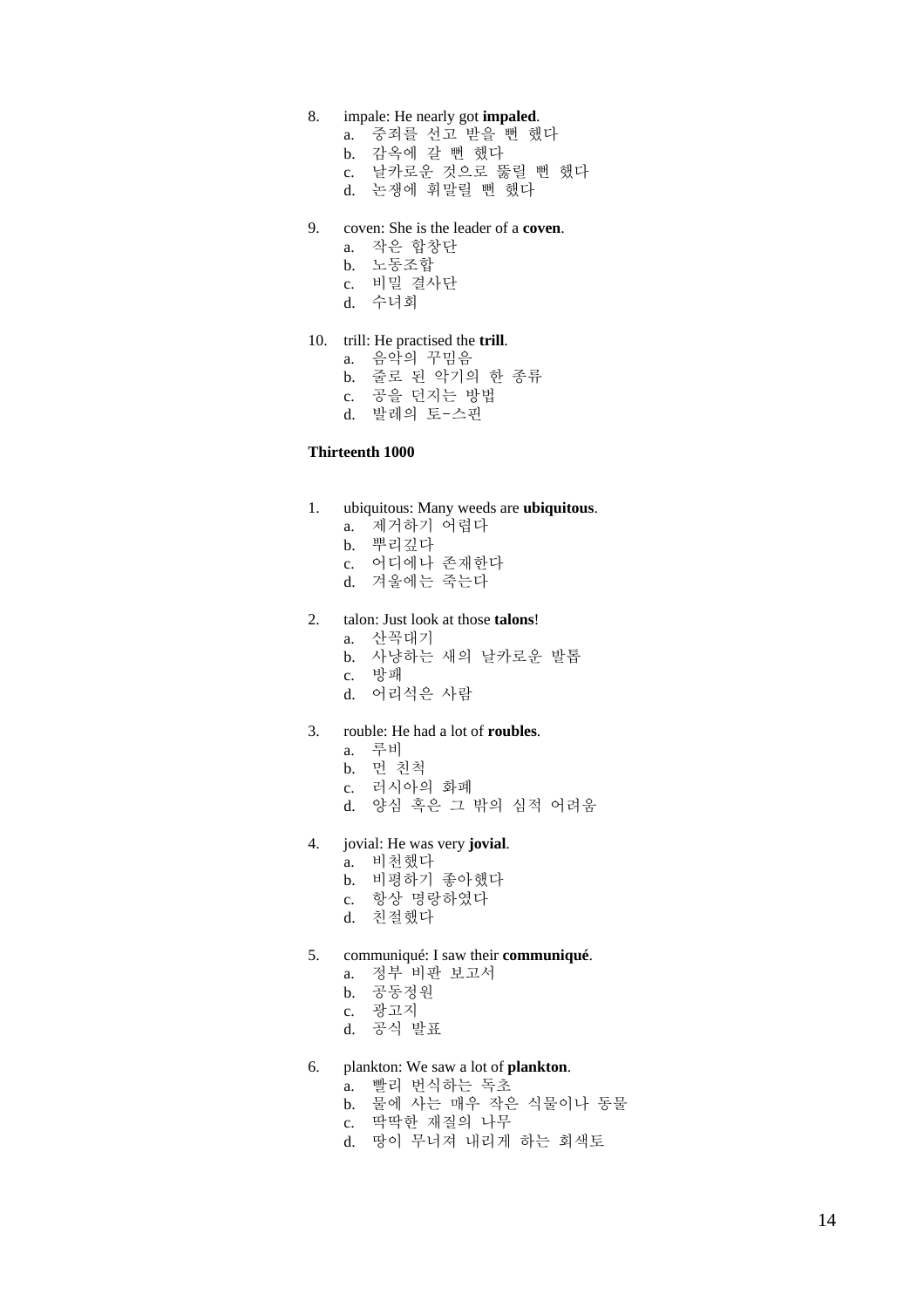8. impale: He nearly got **impaled**.
   a. 중죄를 선고 받을 뻔 했다
   b. 감옥에 갈 뻔 했다
   c. 날카로운 것으로 뚫릴 뻔 했다
   d. 논쟁에 휘말릴 뻔 했다

9. coven: She is the leader of a **coven**.
   a. 작은 합창단
   b. 노동조합
   c. 비밀 결사단
   d. 수녀회

10. trill: He practised the **trill**.
   a. 음악의 꾸밈음
   b. 줄로 된 악기의 한 종류
   c. 공을 던지는 방법
   d. 발레의 토-스핀

**Thirteenth 1000**

1. ubiquitous: Many weeds are **ubiquitous**.
   a. 제거하기 어렵다
   b. 뿌리깊다
   c. 어디에나 존재한다
   d. 겨울에는 죽는다

2. talon: Just look at those **talons**!
   a. 산꼭대기
   b. 사냥하는 새의 날카로운 발톱
   c. 방패
   d. 어리석은 사람

3. rouble: He had a lot of **roubles**.
   a. 루비
   b. 먼 친척
   c. 러시아의 화폐
   d. 양심 혹은 그 밖의 심적 어려움

4. jovial: He was very **jovial**.
   a. 비천했다
   b. 비평하기 좋아했다
   c. 항상 명랑하였다
   d. 친절했다

5. communiqué: I saw their **communiqué**.
   a. 정부 비판 보고서
   b. 공동정원
   c. 광고지
   d. 공식 발표

6. plankton: We saw a lot of **plankton**.
   a. 빨리 번식하는 독초
   b. 물에 사는 매우 작은 식물이나 동물
   c. 딱딱한 재질의 나무
   d. 땅이 무너져 내리게 하는 회색토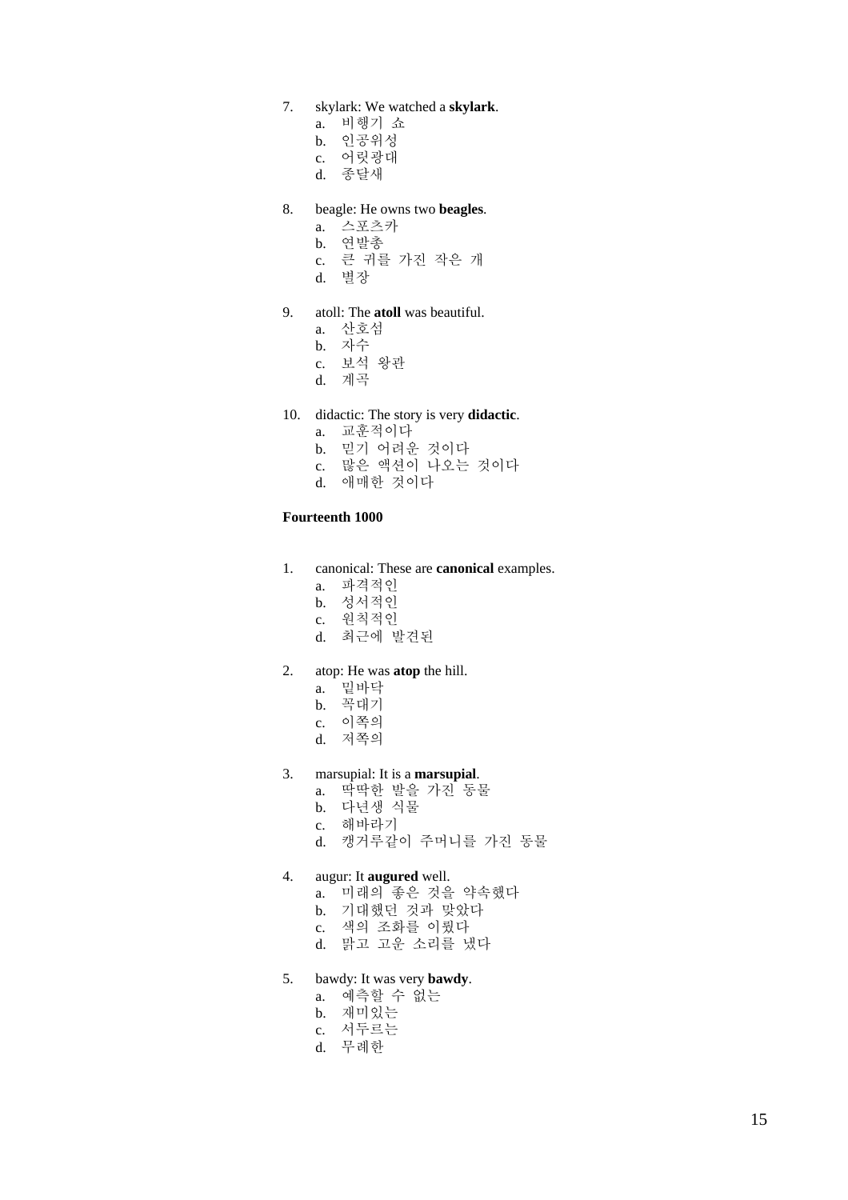7. skylark: We watched a **skylark**.
   a. 비행기 쇼
   b. 인공위성
   c. 어릿광대
   d. 종달새

8. beagle: He owns two **beagles**.
   a. 스포츠카
   b. 연발총
   c. 큰 귀를 가진 작은 개
   d. 별장

9. atoll: The **atoll** was beautiful.
   a. 산호섬
   b. 자수
   c. 보석 왕관
   d. 계곡

10. didactic: The story is very **didactic**.
    a. 교훈적이다
    b. 믿기 어려운 것이다
    c. 많은 액션이 나오는 것이다
    d. 애매한 것이다

**Fourteenth 1000**

1. canonical: These are **canonical** examples.
   a. 파격적인
   b. 성서적인
   c. 원칙적인
   d. 최근에 발견된

2. atop: He was **atop** the hill.
   a. 밑바닥
   b. 꼭대기
   c. 이쪽의
   d. 저쪽의

3. marsupial: It is a **marsupial**.
   a. 딱딱한 발을 가진 동물
   b. 다년생 식물
   c. 해바라기
   d. 캥거루같이 주머니를 가진 동물

4. augur: It **augured** well.
   a. 미래의 좋은 것을 약속했다
   b. 기대했던 것과 맞았다
   c. 색의 조화를 이뤘다
   d. 맑고 고운 소리를 냈다

5. bawdy: It was very **bawdy**.
   a. 예측할 수 없는
   b. 재미있는
   c. 서두르는
   d. 무례한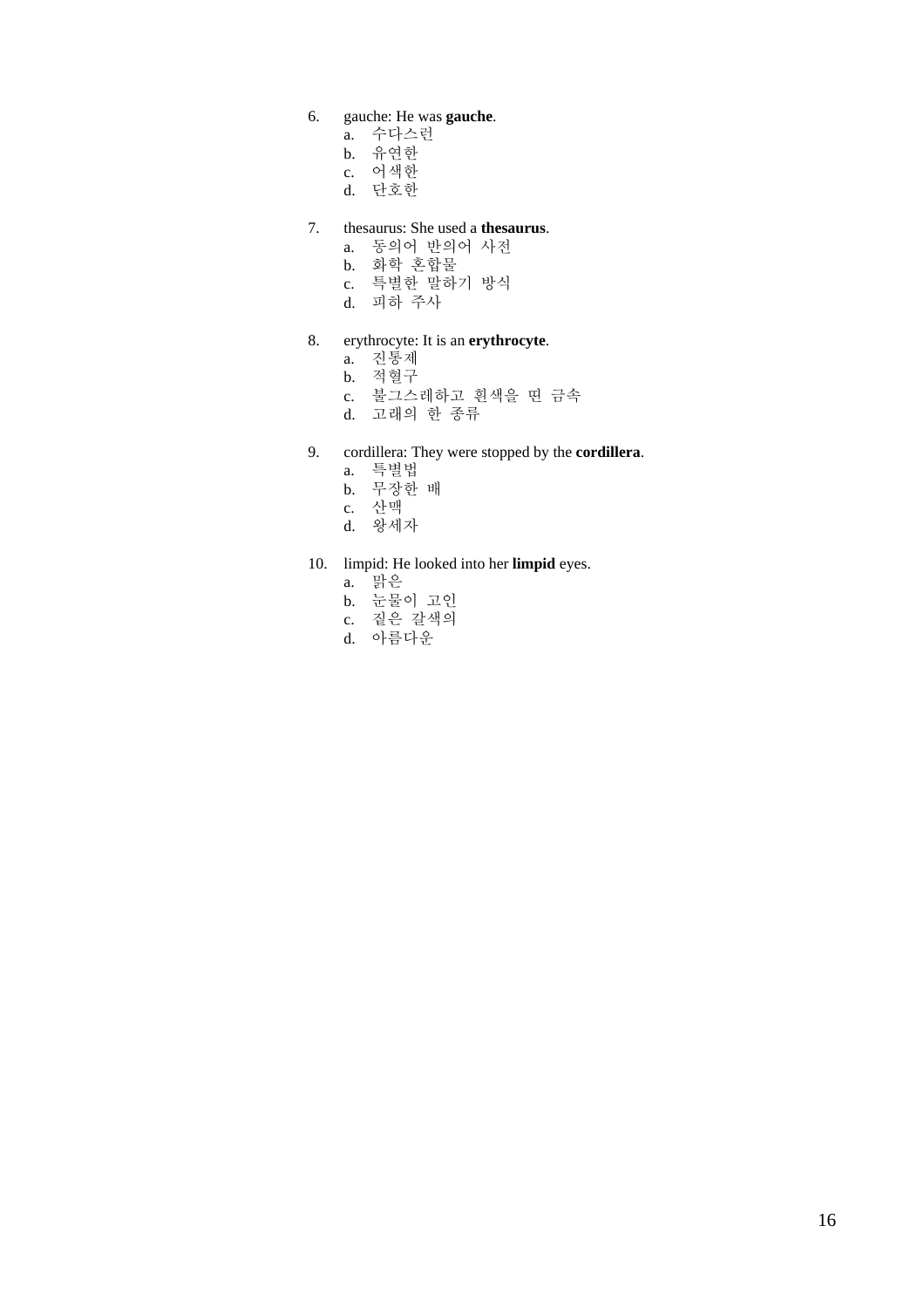6. gauche: He was **gauche**.
   a. 수다스런
   b. 유연한
   c. 어색한
   d. 단호한

7. thesaurus: She used a **thesaurus**.
   a. 동의어 반의어 사전
   b. 화학 혼합물
   c. 특별한 말하기 방식
   d. 피하 주사

8. erythrocyte: It is an **erythrocyte**.
   a. 진통제
   b. 적혈구
   c. 불그스레하고 흰색을 띤 금속
   d. 고래의 한 종류

9. cordillera: They were stopped by the **cordillera**.
   a. 특별법
   b. 무장한 배
   c. 산맥
   d. 왕세자

10. limpid: He looked into her **limpid** eyes.
    a. 맑은
    b. 눈물이 고인
    c. 짙은 갈색의
    d. 아름다운